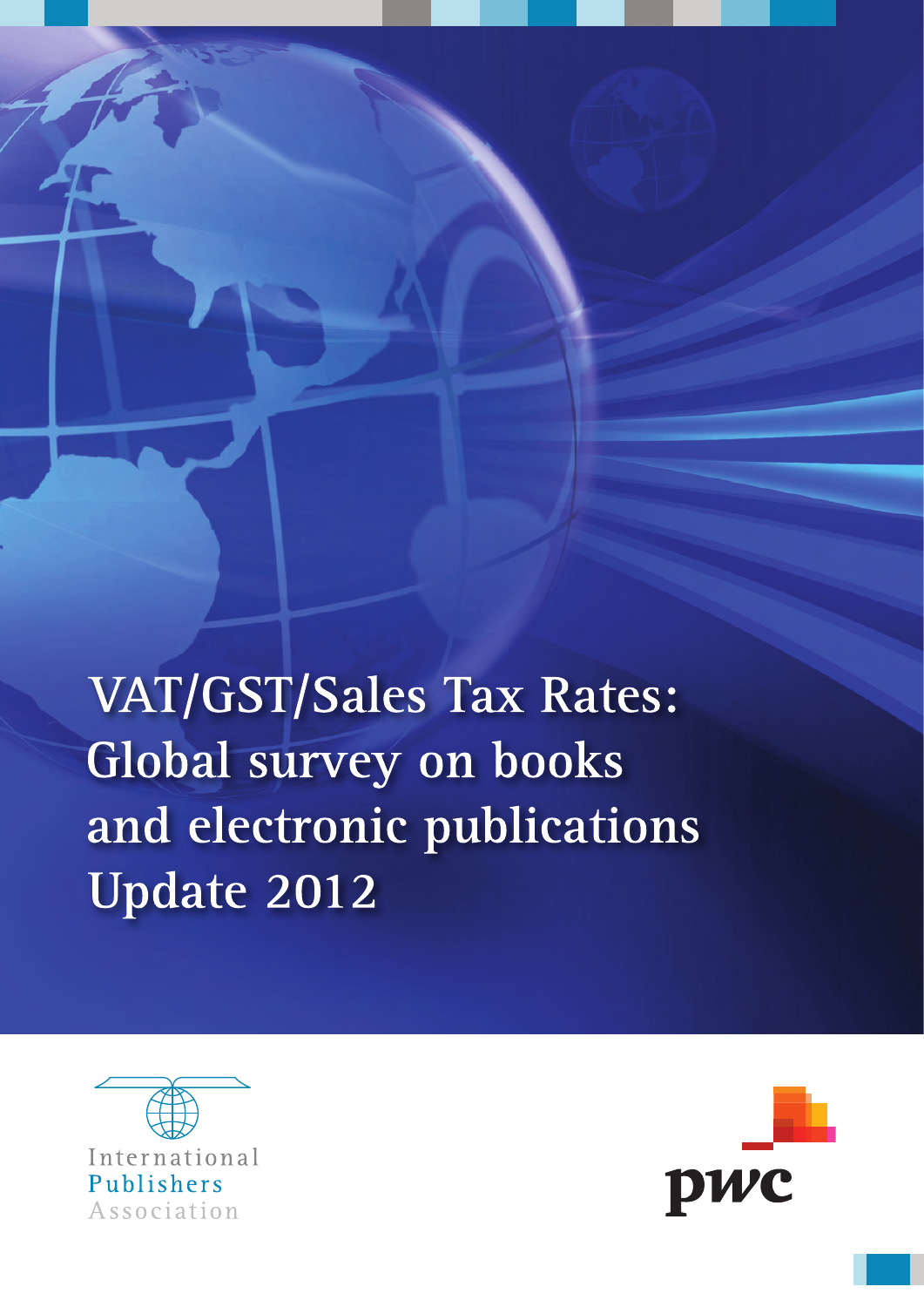# VAT/GST/Sales Tax Rates: Global survey on books and electronic publications Update 2012

International Publishers Association

pwc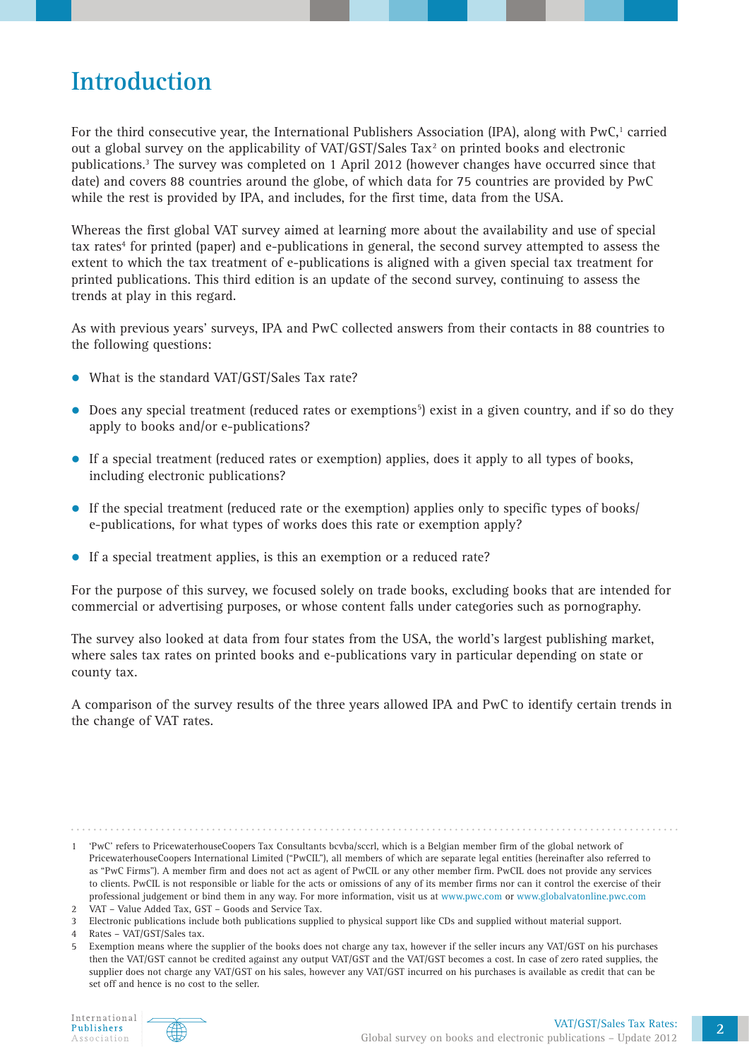# Introduction

For the third consecutive year, the International Publishers Association (IPA), along with PwC,[1] carried out a global survey on the applicability of VAT/GST/Sales Tax[2] on printed books and electronic publications.[3] The survey was completed on 1 April 2012 (however changes have occurred since that date) and covers 88 countries around the globe, of which data for 75 countries are provided by PwC while the rest is provided by IPA, and includes, for the first time, data from the USA.

Whereas the first global VAT survey aimed at learning more about the availability and use of special tax rates[4] for printed (paper) and e-publications in general, the second survey attempted to assess the extent to which the tax treatment of e-publications is aligned with a given special tax treatment for printed publications. This third edition is an update of the second survey, continuing to assess the trends at play in this regard.

As with previous years' surveys, IPA and PwC collected answers from their contacts in 88 countries to the following questions:

- What is the standard VAT/GST/Sales Tax rate?
- Does any special treatment (reduced rates or exemptions[5]) exist in a given country, and if so do they apply to books and/or e-publications?
- If a special treatment (reduced rates or exemption) applies, does it apply to all types of books, including electronic publications?
- If the special treatment (reduced rate or the exemption) applies only to specific types of books/ e-publications, for what types of works does this rate or exemption apply?
- If a special treatment applies, is this an exemption or a reduced rate?

For the purpose of this survey, we focused solely on trade books, excluding books that are intended for commercial or advertising purposes, or whose content falls under categories such as pornography.

The survey also looked at data from four states from the USA, the world's largest publishing market, where sales tax rates on printed books and e-publications vary in particular depending on state or county tax.

A comparison of the survey results of the three years allowed IPA and PwC to identify certain trends in the change of VAT rates.

---

1 'PwC' refers to PricewaterhouseCoopers Tax Consultants bcvba/sccrl, which is a Belgian member firm of the global network of PricewaterhouseCoopers International Limited ("PwCIL"), all members of which are separate legal entities (hereinafter also referred to as "PwC Firms"). A member firm and does not act as agent of PwCIL or any other member firm. PwCIL does not provide any services to clients. PwCIL is not responsible or liable for the acts or omissions of any of its member firms nor can it control the exercise of their professional judgement or bind them in any way. For more information, visit us at www.pwc.com or www.globalvatonline.pwc.com

2 VAT – Value Added Tax, GST – Goods and Service Tax.

3 Electronic publications include both publications supplied to physical support like CDs and supplied without material support.

4 Rates – VAT/GST/Sales tax.

5 Exemption means where the supplier of the books does not charge any tax, however if the seller incurs any VAT/GST on his purchases then the VAT/GST cannot be credited against any output VAT/GST and the VAT/GST becomes a cost. In case of zero rated supplies, the supplier does not charge any VAT/GST on his sales, however any VAT/GST incurred on his purchases is available as credit that can be set off and hence is no cost to the seller.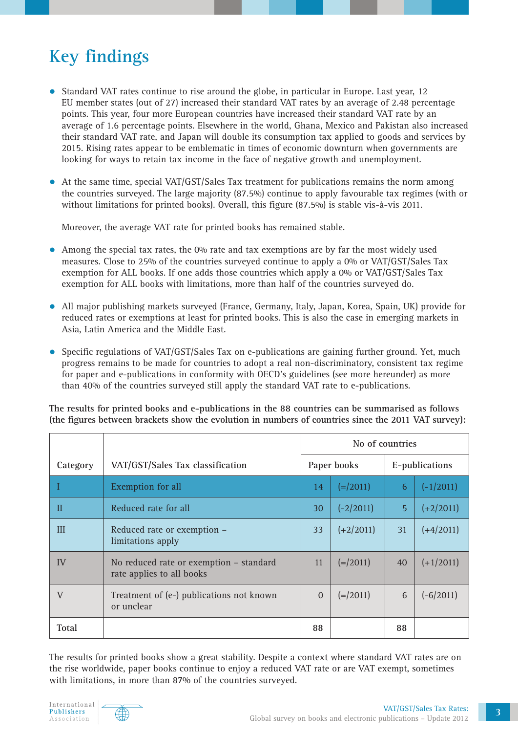# Key findings

- Standard VAT rates continue to rise around the globe, in particular in Europe. Last year, 12 EU member states (out of 27) increased their standard VAT rates by an average of 2.48 percentage points. This year, four more European countries have increased their standard VAT rate by an average of 1.6 percentage points. Elsewhere in the world, Ghana, Mexico and Pakistan also increased their standard VAT rate, and Japan will double its consumption tax applied to goods and services by 2015. Rising rates appear to be emblematic in times of economic downturn when governments are looking for ways to retain tax income in the face of negative growth and unemployment.

- At the same time, special VAT/GST/Sales Tax treatment for publications remains the norm among the countries surveyed. The large majority (87.5%) continue to apply favourable tax regimes (with or without limitations for printed books). Overall, this figure (87.5%) is stable vis-à-vis 2011.

  Moreover, the average VAT rate for printed books has remained stable.

- Among the special tax rates, the 0% rate and tax exemptions are by far the most widely used measures. Close to 25% of the countries surveyed continue to apply a 0% or VAT/GST/Sales Tax exemption for ALL books. If one adds those countries which apply a 0% or VAT/GST/Sales Tax exemption for ALL books with limitations, more than half of the countries surveyed do.

- All major publishing markets surveyed (France, Germany, Italy, Japan, Korea, Spain, UK) provide for reduced rates or exemptions at least for printed books. This is also the case in emerging markets in Asia, Latin America and the Middle East.

- Specific regulations of VAT/GST/Sales Tax on e-publications are gaining further ground. Yet, much progress remains to be made for countries to adopt a real non-discriminatory, consistent tax regime for paper and e-publications in conformity with OECD's guidelines (see more hereunder) as more than 40% of the countries surveyed still apply the standard VAT rate to e-publications.

**The results for printed books and e-publications in the 88 countries can be summarised as follows (the figures between brackets show the evolution in numbers of countries since the 2011 VAT survey):**

| Category | VAT/GST/Sales Tax classification | No of countries | | | |
|---|---|---|---|---|---|
| | | Paper books | | E-publications | |
| I | Exemption for all | 14 | (=/2011) | 6 | (-1/2011) |
| II | Reduced rate for all | 30 | (-2/2011) | 5 | (+2/2011) |
| III | Reduced rate or exemption – limitations apply | 33 | (+2/2011) | 31 | (+4/2011) |
| IV | No reduced rate or exemption – standard rate applies to all books | 11 | (=/2011) | 40 | (+1/2011) |
| V | Treatment of (e-) publications not known or unclear | 0 | (=/2011) | 6 | (-6/2011) |
| **Total** | | **88** | | **88** | |

The results for printed books show a great stability. Despite a context where standard VAT rates are on the rise worldwide, paper books continue to enjoy a reduced VAT rate or are VAT exempt, sometimes with limitations, in more than 87% of the countries surveyed.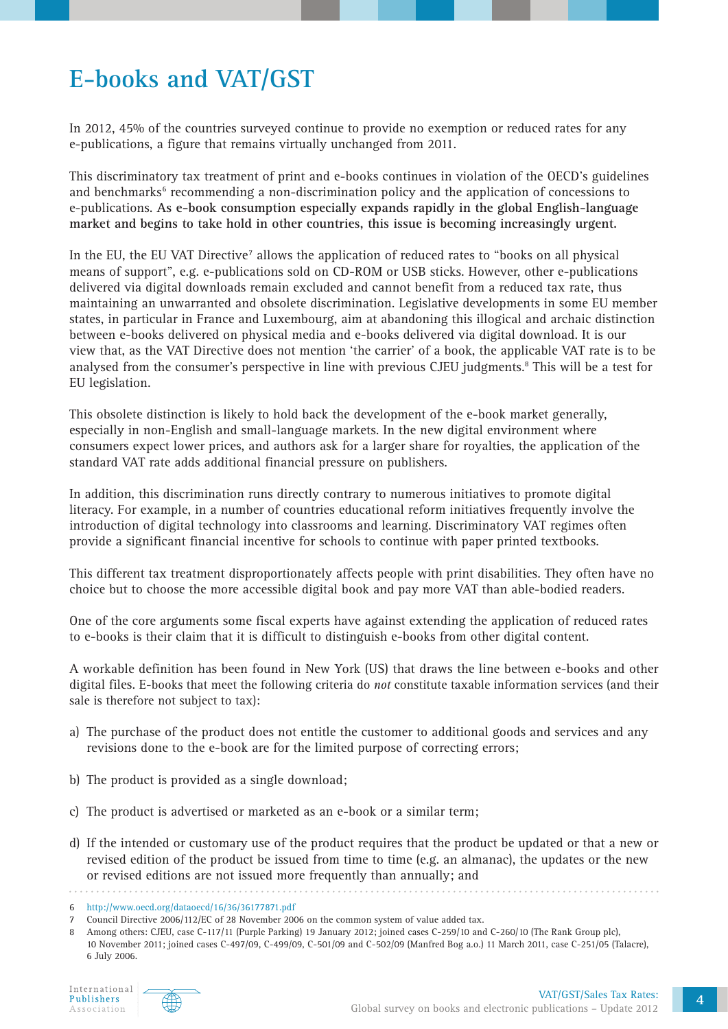# E-books and VAT/GST

In 2012, 45% of the countries surveyed continue to provide no exemption or reduced rates for any e-publications, a figure that remains virtually unchanged from 2011.

This discriminatory tax treatment of print and e-books continues in violation of the OECD's guidelines and benchmarks[6] recommending a non-discrimination policy and the application of concessions to e-publications. **As e-book consumption especially expands rapidly in the global English-language market and begins to take hold in other countries, this issue is becoming increasingly urgent.**

In the EU, the EU VAT Directive[7] allows the application of reduced rates to "books on all physical means of support", e.g. e-publications sold on CD-ROM or USB sticks. However, other e-publications delivered via digital downloads remain excluded and cannot benefit from a reduced tax rate, thus maintaining an unwarranted and obsolete discrimination. Legislative developments in some EU member states, in particular in France and Luxembourg, aim at abandoning this illogical and archaic distinction between e-books delivered on physical media and e-books delivered via digital download. It is our view that, as the VAT Directive does not mention 'the carrier' of a book, the applicable VAT rate is to be analysed from the consumer's perspective in line with previous CJEU judgments.[8] This will be a test for EU legislation.

This obsolete distinction is likely to hold back the development of the e-book market generally, especially in non-English and small-language markets. In the new digital environment where consumers expect lower prices, and authors ask for a larger share for royalties, the application of the standard VAT rate adds additional financial pressure on publishers.

In addition, this discrimination runs directly contrary to numerous initiatives to promote digital literacy. For example, in a number of countries educational reform initiatives frequently involve the introduction of digital technology into classrooms and learning. Discriminatory VAT regimes often provide a significant financial incentive for schools to continue with paper printed textbooks.

This different tax treatment disproportionately affects people with print disabilities. They often have no choice but to choose the more accessible digital book and pay more VAT than able-bodied readers.

One of the core arguments some fiscal experts have against extending the application of reduced rates to e-books is their claim that it is difficult to distinguish e-books from other digital content.

A workable definition has been found in New York (US) that draws the line between e-books and other digital files. E-books that meet the following criteria do *not* constitute taxable information services (and their sale is therefore not subject to tax):

a) The purchase of the product does not entitle the customer to additional goods and services and any revisions done to the e-book are for the limited purpose of correcting errors;

b) The product is provided as a single download;

c) The product is advertised or marketed as an e-book or a similar term;

d) If the intended or customary use of the product requires that the product be updated or that a new or revised edition of the product be issued from time to time (e.g. an almanac), the updates or the new or revised editions are not issued more frequently than annually; and

---

6 http://www.oecd.org/dataoecd/16/36/36177871.pdf

7 Council Directive 2006/112/EC of 28 November 2006 on the common system of value added tax.

8 Among others: CJEU, case C-117/11 (Purple Parking) 19 January 2012; joined cases C-259/10 and C-260/10 (The Rank Group plc), 10 November 2011; joined cases C-497/09, C-499/09, C-501/09 and C-502/09 (Manfred Bog a.o.) 11 March 2011, case C-251/05 (Talacre), 6 July 2006.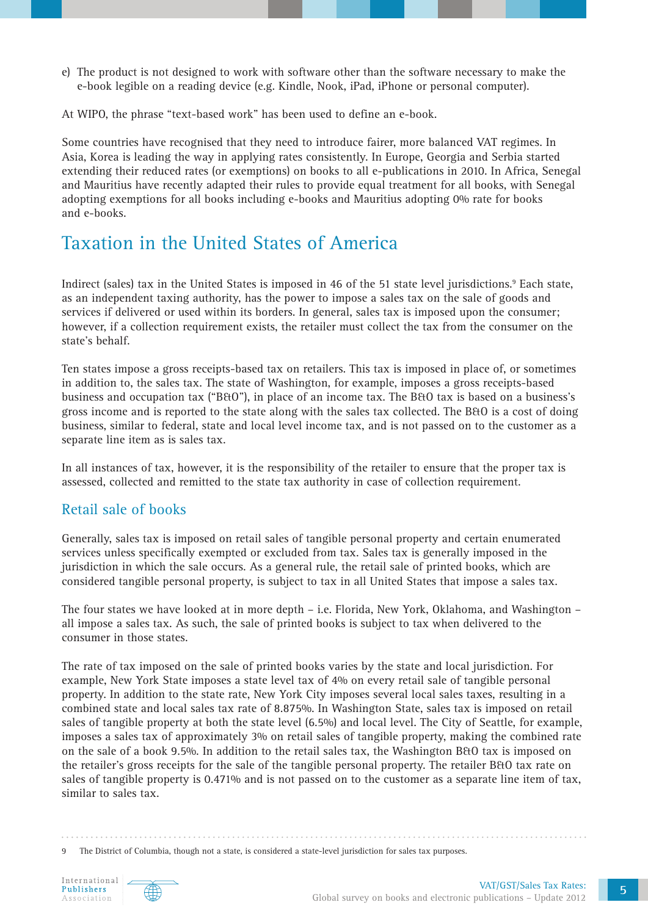e) The product is not designed to work with software other than the software necessary to make the e-book legible on a reading device (e.g. Kindle, Nook, iPad, iPhone or personal computer).

At WIPO, the phrase "text-based work" has been used to define an e-book.

Some countries have recognised that they need to introduce fairer, more balanced VAT regimes. In Asia, Korea is leading the way in applying rates consistently. In Europe, Georgia and Serbia started extending their reduced rates (or exemptions) on books to all e-publications in 2010. In Africa, Senegal and Mauritius have recently adapted their rules to provide equal treatment for all books, with Senegal adopting exemptions for all books including e-books and Mauritius adopting 0% rate for books and e-books.

## Taxation in the United States of America

Indirect (sales) tax in the United States is imposed in 46 of the 51 state level jurisdictions.[9] Each state, as an independent taxing authority, has the power to impose a sales tax on the sale of goods and services if delivered or used within its borders. In general, sales tax is imposed upon the consumer; however, if a collection requirement exists, the retailer must collect the tax from the consumer on the state's behalf.

Ten states impose a gross receipts-based tax on retailers. This tax is imposed in place of, or sometimes in addition to, the sales tax. The state of Washington, for example, imposes a gross receipts-based business and occupation tax ("B&O"), in place of an income tax. The B&O tax is based on a business's gross income and is reported to the state along with the sales tax collected. The B&O is a cost of doing business, similar to federal, state and local level income tax, and is not passed on to the customer as a separate line item as is sales tax.

In all instances of tax, however, it is the responsibility of the retailer to ensure that the proper tax is assessed, collected and remitted to the state tax authority in case of collection requirement.

### Retail sale of books

Generally, sales tax is imposed on retail sales of tangible personal property and certain enumerated services unless specifically exempted or excluded from tax. Sales tax is generally imposed in the jurisdiction in which the sale occurs. As a general rule, the retail sale of printed books, which are considered tangible personal property, is subject to tax in all United States that impose a sales tax.

The four states we have looked at in more depth – i.e. Florida, New York, Oklahoma, and Washington – all impose a sales tax. As such, the sale of printed books is subject to tax when delivered to the consumer in those states.

The rate of tax imposed on the sale of printed books varies by the state and local jurisdiction. For example, New York State imposes a state level tax of 4% on every retail sale of tangible personal property. In addition to the state rate, New York City imposes several local sales taxes, resulting in a combined state and local sales tax rate of 8.875%. In Washington State, sales tax is imposed on retail sales of tangible property at both the state level (6.5%) and local level. The City of Seattle, for example, imposes a sales tax of approximately 3% on retail sales of tangible property, making the combined rate on the sale of a book 9.5%. In addition to the retail sales tax, the Washington B&O tax is imposed on the retailer's gross receipts for the sale of the tangible personal property. The retailer B&O tax rate on sales of tangible property is 0.471% and is not passed on to the customer as a separate line item of tax, similar to sales tax.

9 The District of Columbia, though not a state, is considered a state-level jurisdiction for sales tax purposes.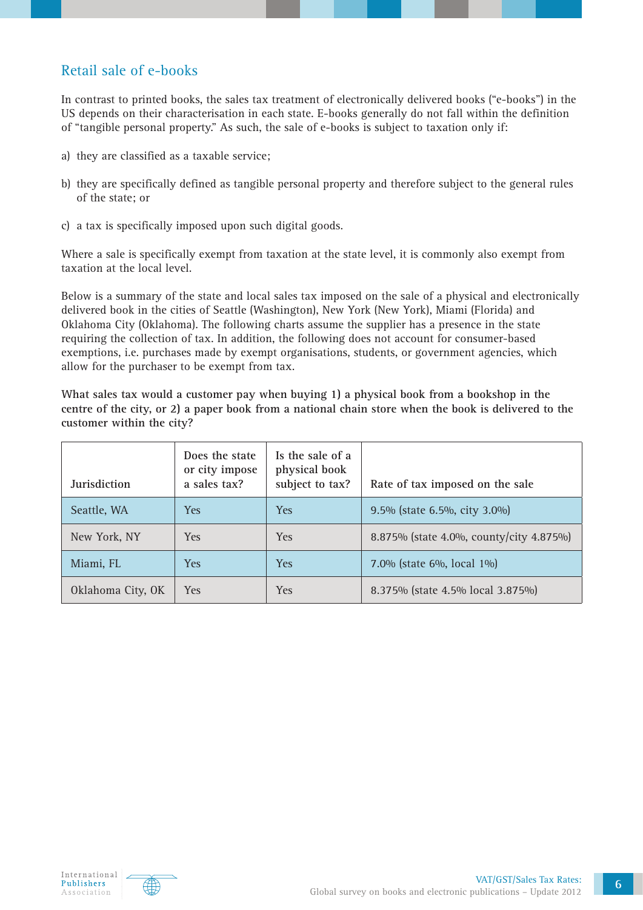## Retail sale of e-books

In contrast to printed books, the sales tax treatment of electronically delivered books ("e-books") in the US depends on their characterisation in each state. E-books generally do not fall within the definition of "tangible personal property." As such, the sale of e-books is subject to taxation only if:

a) they are classified as a taxable service;

b) they are specifically defined as tangible personal property and therefore subject to the general rules of the state; or

c) a tax is specifically imposed upon such digital goods.

Where a sale is specifically exempt from taxation at the state level, it is commonly also exempt from taxation at the local level.

Below is a summary of the state and local sales tax imposed on the sale of a physical and electronically delivered book in the cities of Seattle (Washington), New York (New York), Miami (Florida) and Oklahoma City (Oklahoma). The following charts assume the supplier has a presence in the state requiring the collection of tax. In addition, the following does not account for consumer-based exemptions, i.e. purchases made by exempt organisations, students, or government agencies, which allow for the purchaser to be exempt from tax.

**What sales tax would a customer pay when buying 1) a physical book from a bookshop in the centre of the city, or 2) a paper book from a national chain store when the book is delivered to the customer within the city?**

| Jurisdiction | Does the state or city impose a sales tax? | Is the sale of a physical book subject to tax? | Rate of tax imposed on the sale |
|---|---|---|---|
| Seattle, WA | Yes | Yes | 9.5% (state 6.5%, city 3.0%) |
| New York, NY | Yes | Yes | 8.875% (state 4.0%, county/city 4.875%) |
| Miami, FL | Yes | Yes | 7.0% (state 6%, local 1%) |
| Oklahoma City, OK | Yes | Yes | 8.375% (state 4.5% local 3.875%) |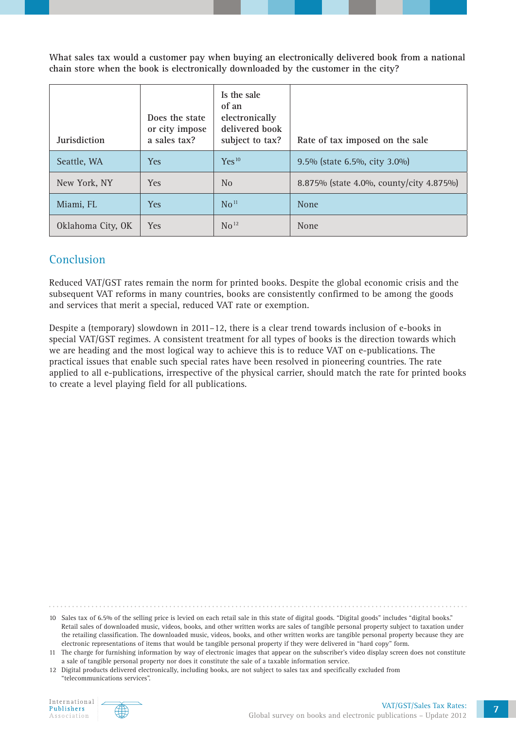**What sales tax would a customer pay when buying an electronically delivered book from a national chain store when the book is electronically downloaded by the customer in the city?**

| Jurisdiction | Does the state or city impose a sales tax? | Is the sale of an electronically delivered book subject to tax? | Rate of tax imposed on the sale |
|---|---|---|---|
| Seattle, WA | Yes | Yes [10] | 9.5% (state 6.5%, city 3.0%) |
| New York, NY | Yes | No | 8.875% (state 4.0%, county/city 4.875%) |
| Miami, FL | Yes | No [11] | None |
| Oklahoma City, OK | Yes | No [12] | None |

## Conclusion

Reduced VAT/GST rates remain the norm for printed books. Despite the global economic crisis and the subsequent VAT reforms in many countries, books are consistently confirmed to be among the goods and services that merit a special, reduced VAT rate or exemption.

Despite a (temporary) slowdown in 2011–12, there is a clear trend towards inclusion of e-books in special VAT/GST regimes. A consistent treatment for all types of books is the direction towards which we are heading and the most logical way to achieve this is to reduce VAT on e-publications. The practical issues that enable such special rates have been resolved in pioneering countries. The rate applied to all e-publications, irrespective of the physical carrier, should match the rate for printed books to create a level playing field for all publications.

---

10 Sales tax of 6.5% of the selling price is levied on each retail sale in this state of digital goods. "Digital goods" includes "digital books." Retail sales of downloaded music, videos, books, and other written works are sales of tangible personal property subject to taxation under the retailing classification. The downloaded music, videos, books, and other written works are tangible personal property because they are electronic representations of items that would be tangible personal property if they were delivered in "hard copy" form.

11 The charge for furnishing information by way of electronic images that appear on the subscriber's video display screen does not constitute a sale of tangible personal property nor does it constitute the sale of a taxable information service.

12 Digital products delivered electronically, including books, are not subject to sales tax and specifically excluded from "telecommunications services".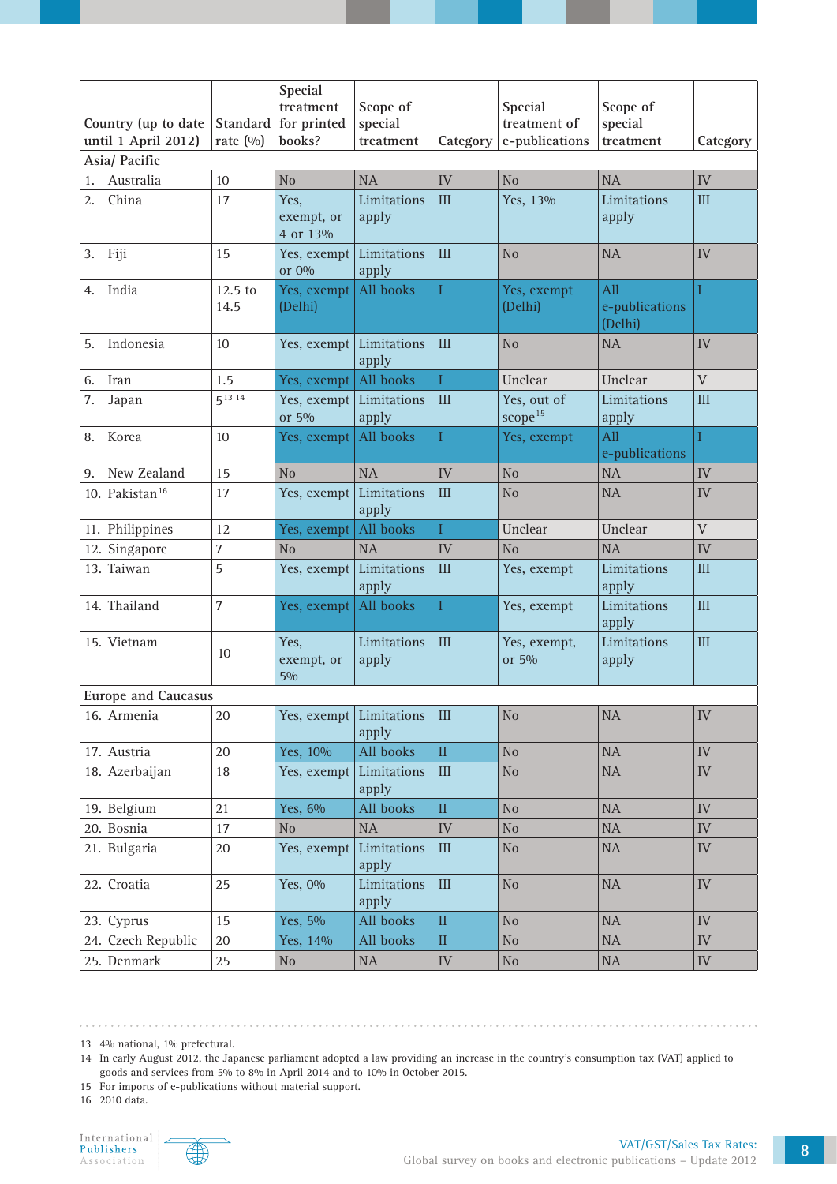| Country (up to date until 1 April 2012) | Standard rate (%) | Special treatment for printed books? | Scope of special treatment | Category | Special treatment of e-publications | Scope of special treatment | Category |
|---|---|---|---|---|---|---|---|
| **Asia/ Pacific** | | | | | | | |
| 1. Australia | 10 | No | NA | IV | No | NA | IV |
| 2. China | 17 | Yes, exempt, or 4 or 13% | Limitations apply | III | Yes, 13% | Limitations apply | III |
| 3. Fiji | 15 | Yes, exempt or 0% | Limitations apply | III | No | NA | IV |
| 4. India | 12.5 to 14.5 | Yes, exempt (Delhi) | All books | I | Yes, exempt (Delhi) | All e-publications (Delhi) | I |
| 5. Indonesia | 10 | Yes, exempt | Limitations apply | III | No | NA | IV |
| 6. Iran | 1.5 | Yes, exempt | All books | I | Unclear | Unclear | V |
| 7. Japan | 5 [13] [14] | Yes, exempt or 5% | Limitations apply | III | Yes, out of scope [15] | Limitations apply | III |
| 8. Korea | 10 | Yes, exempt | All books | I | Yes, exempt | All e-publications | I |
| 9. New Zealand | 15 | No | NA | IV | No | NA | IV |
| 10. Pakistan [16] | 17 | Yes, exempt | Limitations apply | III | No | NA | IV |
| 11. Philippines | 12 | Yes, exempt | All books | I | Unclear | Unclear | V |
| 12. Singapore | 7 | No | NA | IV | No | NA | IV |
| 13. Taiwan | 5 | Yes, exempt | Limitations apply | III | Yes, exempt | Limitations apply | III |
| 14. Thailand | 7 | Yes, exempt | All books | I | Yes, exempt | Limitations apply | III |
| 15. Vietnam | 10 | Yes, exempt, or 5% | Limitations apply | III | Yes, exempt, or 5% | Limitations apply | III |
| **Europe and Caucasus** | | | | | | | |
| 16. Armenia | 20 | Yes, exempt | Limitations apply | III | No | NA | IV |
| 17. Austria | 20 | Yes, 10% | All books | II | No | NA | IV |
| 18. Azerbaijan | 18 | Yes, exempt | Limitations apply | III | No | NA | IV |
| 19. Belgium | 21 | Yes, 6% | All books | II | No | NA | IV |
| 20. Bosnia | 17 | No | NA | IV | No | NA | IV |
| 21. Bulgaria | 20 | Yes, exempt | Limitations apply | III | No | NA | IV |
| 22. Croatia | 25 | Yes, 0% | Limitations apply | III | No | NA | IV |
| 23. Cyprus | 15 | Yes, 5% | All books | II | No | NA | IV |
| 24. Czech Republic | 20 | Yes, 14% | All books | II | No | NA | IV |
| 25. Denmark | 25 | No | NA | IV | No | NA | IV |

13 4% national, 1% prefectural.

14 In early August 2012, the Japanese parliament adopted a law providing an increase in the country's consumption tax (VAT) applied to goods and services from 5% to 8% in April 2014 and to 10% in October 2015.

15 For imports of e-publications without material support.

16 2010 data.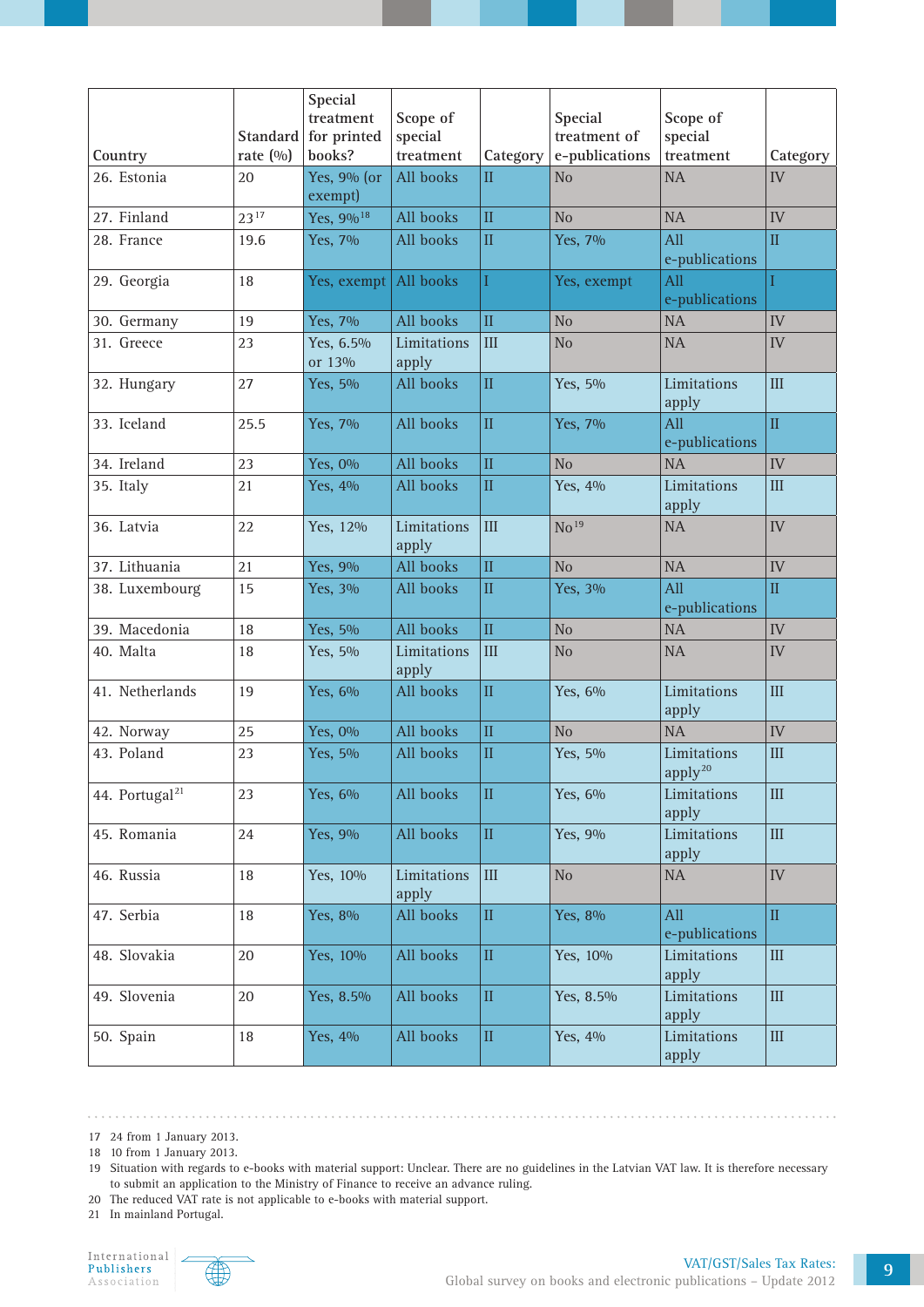| Country | Standard rate (%) | Special treatment for printed books? | Scope of special treatment | Category | Special treatment of e-publications | Scope of special treatment | Category |
|---|---|---|---|---|---|---|---|
| 26. Estonia | 20 | Yes, 9% (or exempt) | All books | II | No | NA | IV |
| 27. Finland | 23[17] | Yes, 9%[18] | All books | II | No | NA | IV |
| 28. France | 19.6 | Yes, 7% | All books | II | Yes, 7% | All e-publications | II |
| 29. Georgia | 18 | Yes, exempt | All books | I | Yes, exempt | All e-publications | I |
| 30. Germany | 19 | Yes, 7% | All books | II | No | NA | IV |
| 31. Greece | 23 | Yes, 6.5% or 13% | Limitations apply | III | No | NA | IV |
| 32. Hungary | 27 | Yes, 5% | All books | II | Yes, 5% | Limitations apply | III |
| 33. Iceland | 25.5 | Yes, 7% | All books | II | Yes, 7% | All e-publications | II |
| 34. Ireland | 23 | Yes, 0% | All books | II | No | NA | IV |
| 35. Italy | 21 | Yes, 4% | All books | II | Yes, 4% | Limitations apply | III |
| 36. Latvia | 22 | Yes, 12% | Limitations apply | III | No[19] | NA | IV |
| 37. Lithuania | 21 | Yes, 9% | All books | II | No | NA | IV |
| 38. Luxembourg | 15 | Yes, 3% | All books | II | Yes, 3% | All e-publications | II |
| 39. Macedonia | 18 | Yes, 5% | All books | II | No | NA | IV |
| 40. Malta | 18 | Yes, 5% | Limitations apply | III | No | NA | IV |
| 41. Netherlands | 19 | Yes, 6% | All books | II | Yes, 6% | Limitations apply | III |
| 42. Norway | 25 | Yes, 0% | All books | II | No | NA | IV |
| 43. Poland | 23 | Yes, 5% | All books | II | Yes, 5% | Limitations apply[20] | III |
| 44. Portugal[21] | 23 | Yes, 6% | All books | II | Yes, 6% | Limitations apply | III |
| 45. Romania | 24 | Yes, 9% | All books | II | Yes, 9% | Limitations apply | III |
| 46. Russia | 18 | Yes, 10% | Limitations apply | III | No | NA | IV |
| 47. Serbia | 18 | Yes, 8% | All books | II | Yes, 8% | All e-publications | II |
| 48. Slovakia | 20 | Yes, 10% | All books | II | Yes, 10% | Limitations apply | III |
| 49. Slovenia | 20 | Yes, 8.5% | All books | II | Yes, 8.5% | Limitations apply | III |
| 50. Spain | 18 | Yes, 4% | All books | II | Yes, 4% | Limitations apply | III |

17 24 from 1 January 2013.
18 10 from 1 January 2013.
19 Situation with regards to e-books with material support: Unclear. There are no guidelines in the Latvian VAT law. It is therefore necessary to submit an application to the Ministry of Finance to receive an advance ruling.
20 The reduced VAT rate is not applicable to e-books with material support.
21 In mainland Portugal.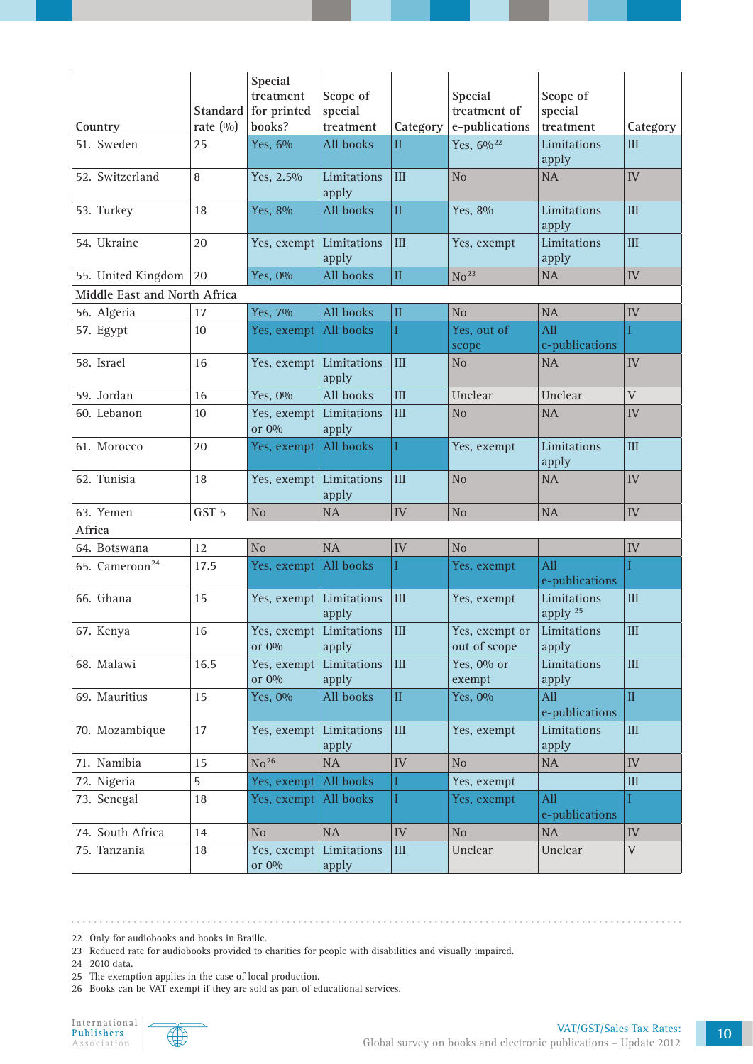| Country | Standard rate (%) | Special treatment for printed books? | Scope of special treatment | Category | Special treatment of e-publications | Scope of special treatment | Category |
|---|---|---|---|---|---|---|---|
| 51. Sweden | 25 | Yes, 6% | All books | II | Yes, 6%[22] | Limitations apply | III |
| 52. Switzerland | 8 | Yes, 2.5% | Limitations apply | III | No | NA | IV |
| 53. Turkey | 18 | Yes, 8% | All books | II | Yes, 8% | Limitations apply | III |
| 54. Ukraine | 20 | Yes, exempt | Limitations apply | III | Yes, exempt | Limitations apply | III |
| 55. United Kingdom | 20 | Yes, 0% | All books | II | No[23] | NA | IV |
| Middle East and North Africa | | | | | | | |
| 56. Algeria | 17 | Yes, 7% | All books | II | No | NA | IV |
| 57. Egypt | 10 | Yes, exempt | All books | I | Yes, out of scope | All e-publications | I |
| 58. Israel | 16 | Yes, exempt | Limitations apply | III | No | NA | IV |
| 59. Jordan | 16 | Yes, 0% | All books | III | Unclear | Unclear | V |
| 60. Lebanon | 10 | Yes, exempt or 0% | Limitations apply | III | No | NA | IV |
| 61. Morocco | 20 | Yes, exempt | All books | I | Yes, exempt | Limitations apply | III |
| 62. Tunisia | 18 | Yes, exempt | Limitations apply | III | No | NA | IV |
| 63. Yemen | GST 5 | No | NA | IV | No | NA | IV |
| Africa | | | | | | | |
| 64. Botswana | 12 | No | NA | IV | No | | IV |
| 65. Cameroon[24] | 17.5 | Yes, exempt | All books | I | Yes, exempt | All e-publications | I |
| 66. Ghana | 15 | Yes, exempt | Limitations apply | III | Yes, exempt | Limitations apply [25] | III |
| 67. Kenya | 16 | Yes, exempt or 0% | Limitations apply | III | Yes, exempt or out of scope | Limitations apply | III |
| 68. Malawi | 16.5 | Yes, exempt or 0% | Limitations apply | III | Yes, 0% or exempt | Limitations apply | III |
| 69. Mauritius | 15 | Yes, 0% | All books | II | Yes, 0% | All e-publications | II |
| 70. Mozambique | 17 | Yes, exempt | Limitations apply | III | Yes, exempt | Limitations apply | III |
| 71. Namibia | 15 | No[26] | NA | IV | No | NA | IV |
| 72. Nigeria | 5 | Yes, exempt | All books | I | Yes, exempt | | III |
| 73. Senegal | 18 | Yes, exempt | All books | I | Yes, exempt | All e-publications | I |
| 74. South Africa | 14 | No | NA | IV | No | NA | IV |
| 75. Tanzania | 18 | Yes, exempt or 0% | Limitations apply | III | Unclear | Unclear | V |

22 Only for audiobooks and books in Braille.
23 Reduced rate for audiobooks provided to charities for people with disabilities and visually impaired.
24 2010 data.
25 The exemption applies in the case of local production.
26 Books can be VAT exempt if they are sold as part of educational services.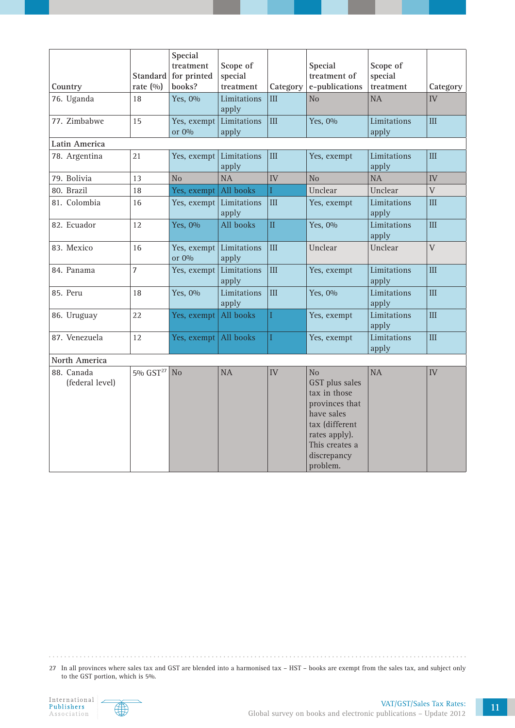| Country | Standard rate (%) | Special treatment for printed books? | Scope of special treatment | Category | Special treatment of e-publications | Scope of special treatment | Category |
|---|---|---|---|---|---|---|---|
| 76. Uganda | 18 | Yes, 0% | Limitations apply | III | No | NA | IV |
| 77. Zimbabwe | 15 | Yes, exempt or 0% | Limitations apply | III | Yes, 0% | Limitations apply | III |
| Latin America | | | | | | | |
| 78. Argentina | 21 | Yes, exempt | Limitations apply | III | Yes, exempt | Limitations apply | III |
| 79. Bolivia | 13 | No | NA | IV | No | NA | IV |
| 80. Brazil | 18 | Yes, exempt | All books | I | Unclear | Unclear | V |
| 81. Colombia | 16 | Yes, exempt | Limitations apply | III | Yes, exempt | Limitations apply | III |
| 82. Ecuador | 12 | Yes, 0% | All books | II | Yes, 0% | Limitations apply | III |
| 83. Mexico | 16 | Yes, exempt or 0% | Limitations apply | III | Unclear | Unclear | V |
| 84. Panama | 7 | Yes, exempt | Limitations apply | III | Yes, exempt | Limitations apply | III |
| 85. Peru | 18 | Yes, 0% | Limitations apply | III | Yes, 0% | Limitations apply | III |
| 86. Uruguay | 22 | Yes, exempt | All books | I | Yes, exempt | Limitations apply | III |
| 87. Venezuela | 12 | Yes, exempt | All books | I | Yes, exempt | Limitations apply | III |
| North America | | | | | | | |
| 88. Canada (federal level) | 5% GST[27] | No | NA | IV | No GST plus sales tax in those provinces that have sales tax (different rates apply). This creates a discrepancy problem. | NA | IV |

27 In all provinces where sales tax and GST are blended into a harmonised tax – HST – books are exempt from the sales tax, and subject only to the GST portion, which is 5%.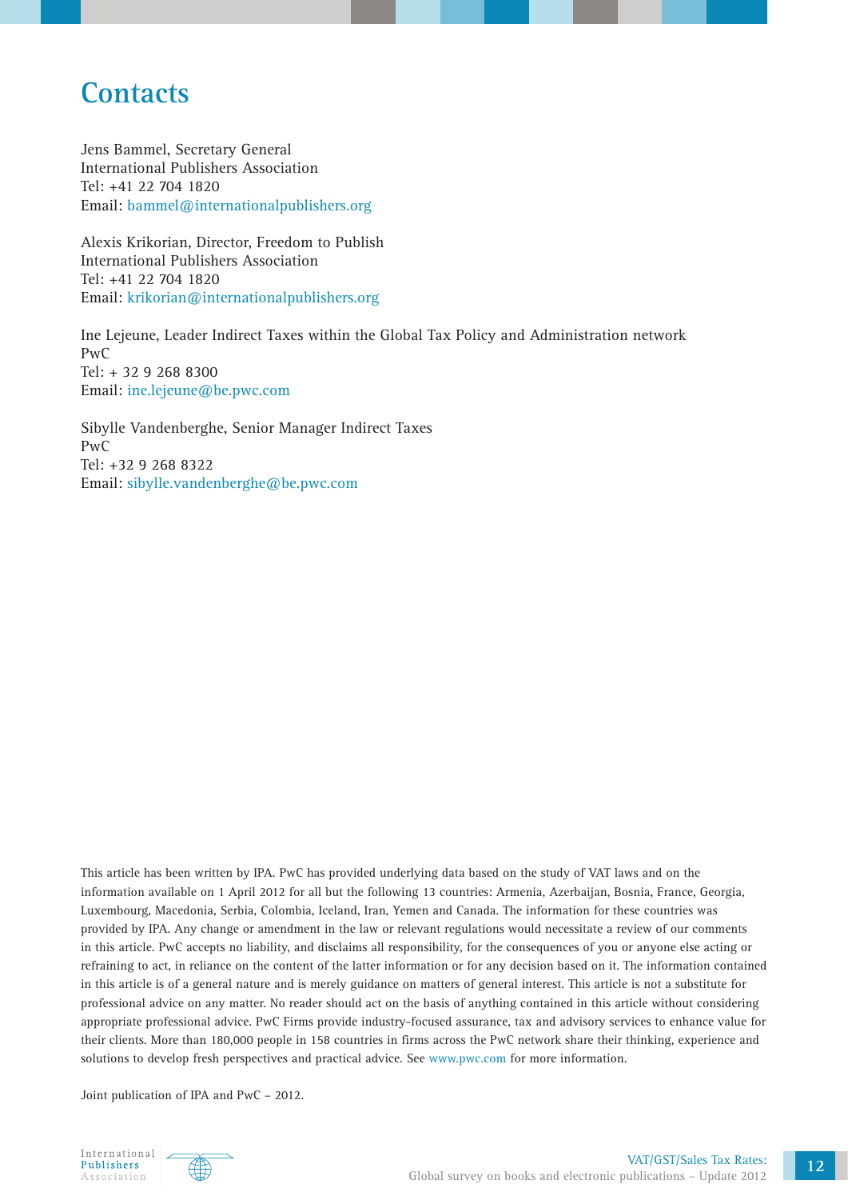# Contacts

Jens Bammel, Secretary General
International Publishers Association
Tel: +41 22 704 1820
Email: bammel@internationalpublishers.org

Alexis Krikorian, Director, Freedom to Publish
International Publishers Association
Tel: +41 22 704 1820
Email: krikorian@internationalpublishers.org

Ine Lejeune, Leader Indirect Taxes within the Global Tax Policy and Administration network
PwC
Tel: + 32 9 268 8300
Email: ine.lejeune@be.pwc.com

Sibylle Vandenberghe, Senior Manager Indirect Taxes
PwC
Tel: +32 9 268 8322
Email: sibylle.vandenberghe@be.pwc.com

This article has been written by IPA. PwC has provided underlying data based on the study of VAT laws and on the information available on 1 April 2012 for all but the following 13 countries: Armenia, Azerbaijan, Bosnia, France, Georgia, Luxembourg, Macedonia, Serbia, Colombia, Iceland, Iran, Yemen and Canada. The information for these countries was provided by IPA. Any change or amendment in the law or relevant regulations would necessitate a review of our comments in this article. PwC accepts no liability, and disclaims all responsibility, for the consequences of you or anyone else acting or refraining to act, in reliance on the content of the latter information or for any decision based on it. The information contained in this article is of a general nature and is merely guidance on matters of general interest. This article is not a substitute for professional advice on any matter. No reader should act on the basis of anything contained in this article without considering appropriate professional advice. PwC Firms provide industry-focused assurance, tax and advisory services to enhance value for their clients. More than 180,000 people in 158 countries in firms across the PwC network share their thinking, experience and solutions to develop fresh perspectives and practical advice. See www.pwc.com for more information.

Joint publication of IPA and PwC – 2012.